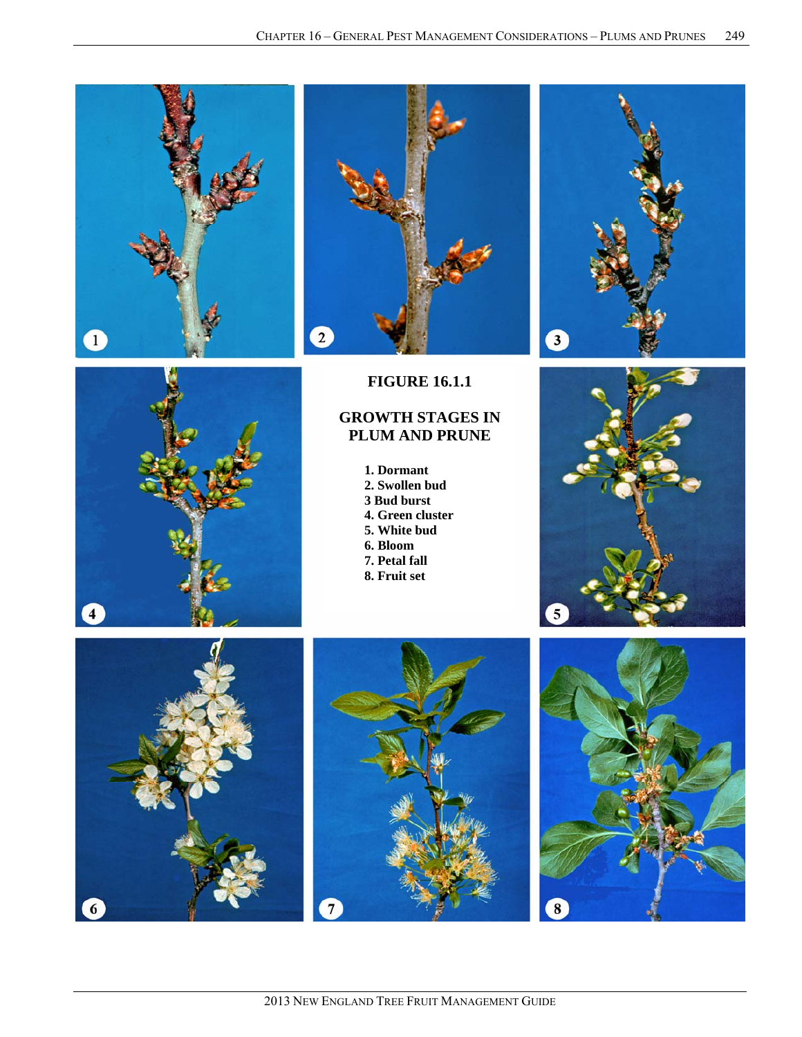**FIGURE 16.1.1**

**GROWTH STAGES IN PLUM AND PRUNE**

1. Dormant
2. Swollen bud
3 Bud burst
4. Green cluster
5. White bud
6. Bloom
7. Petal fall
8. Fruit set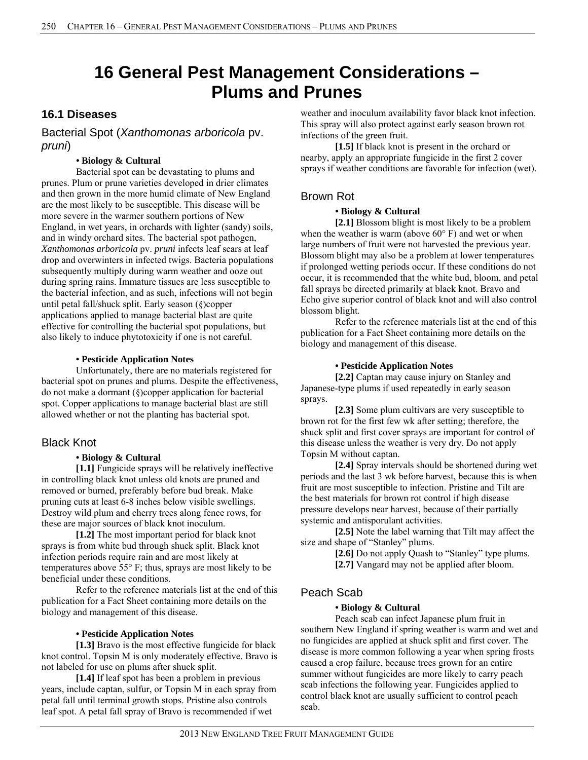# 16 General Pest Management Considerations – Plums and Prunes

## 16.1 Diseases

### Bacterial Spot (*Xanthomonas arboricola* pv. *pruni*)

**• Biology & Cultural**

Bacterial spot can be devastating to plums and prunes. Plum or prune varieties developed in drier climates and then grown in the more humid climate of New England are the most likely to be susceptible. This disease will be more severe in the warmer southern portions of New England, in wet years, in orchards with lighter (sandy) soils, and in windy orchard sites. The bacterial spot pathogen, *Xanthomonas arboricola* pv. *pruni* infects leaf scars at leaf drop and overwinters in infected twigs. Bacteria populations subsequently multiply during warm weather and ooze out during spring rains. Immature tissues are less susceptible to the bacterial infection, and as such, infections will not begin until petal fall/shuck split. Early season (§)copper applications applied to manage bacterial blast are quite effective for controlling the bacterial spot populations, but also likely to induce phytotoxicity if one is not careful.

**• Pesticide Application Notes**

Unfortunately, there are no materials registered for bacterial spot on prunes and plums. Despite the effectiveness, do not make a dormant (§)copper application for bacterial spot. Copper applications to manage bacterial blast are still allowed whether or not the planting has bacterial spot.

### Black Knot

**• Biology & Cultural**

**[1.1]** Fungicide sprays will be relatively ineffective in controlling black knot unless old knots are pruned and removed or burned, preferably before bud break. Make pruning cuts at least 6-8 inches below visible swellings. Destroy wild plum and cherry trees along fence rows, for these are major sources of black knot inoculum.

**[1.2]** The most important period for black knot sprays is from white bud through shuck split. Black knot infection periods require rain and are most likely at temperatures above 55° F; thus, sprays are most likely to be beneficial under these conditions.

Refer to the reference materials list at the end of this publication for a Fact Sheet containing more details on the biology and management of this disease.

**• Pesticide Application Notes**

**[1.3]** Bravo is the most effective fungicide for black knot control. Topsin M is only moderately effective. Bravo is not labeled for use on plums after shuck split.

**[1.4]** If leaf spot has been a problem in previous years, include captan, sulfur, or Topsin M in each spray from petal fall until terminal growth stops. Pristine also controls leaf spot. A petal fall spray of Bravo is recommended if wet weather and inoculum availability favor black knot infection. This spray will also protect against early season brown rot infections of the green fruit.

**[1.5]** If black knot is present in the orchard or nearby, apply an appropriate fungicide in the first 2 cover sprays if weather conditions are favorable for infection (wet).

### Brown Rot

**• Biology & Cultural**

**[2.1]** Blossom blight is most likely to be a problem when the weather is warm (above 60° F) and wet or when large numbers of fruit were not harvested the previous year. Blossom blight may also be a problem at lower temperatures if prolonged wetting periods occur. If these conditions do not occur, it is recommended that the white bud, bloom, and petal fall sprays be directed primarily at black knot. Bravo and Echo give superior control of black knot and will also control blossom blight.

Refer to the reference materials list at the end of this publication for a Fact Sheet containing more details on the biology and management of this disease.

**• Pesticide Application Notes**

**[2.2]** Captan may cause injury on Stanley and Japanese-type plums if used repeatedly in early season sprays.

**[2.3]** Some plum cultivars are very susceptible to brown rot for the first few wk after setting; therefore, the shuck split and first cover sprays are important for control of this disease unless the weather is very dry. Do not apply Topsin M without captan.

**[2.4]** Spray intervals should be shortened during wet periods and the last 3 wk before harvest, because this is when fruit are most susceptible to infection. Pristine and Tilt are the best materials for brown rot control if high disease pressure develops near harvest, because of their partially systemic and antisporulant activities.

**[2.5]** Note the label warning that Tilt may affect the size and shape of "Stanley" plums.

**[2.6]** Do not apply Quash to "Stanley" type plums.

**[2.7]** Vangard may not be applied after bloom.

### Peach Scab

**• Biology & Cultural**

Peach scab can infect Japanese plum fruit in southern New England if spring weather is warm and wet and no fungicides are applied at shuck split and first cover. The disease is more common following a year when spring frosts caused a crop failure, because trees grown for an entire summer without fungicides are more likely to carry peach scab infections the following year. Fungicides applied to control black knot are usually sufficient to control peach scab.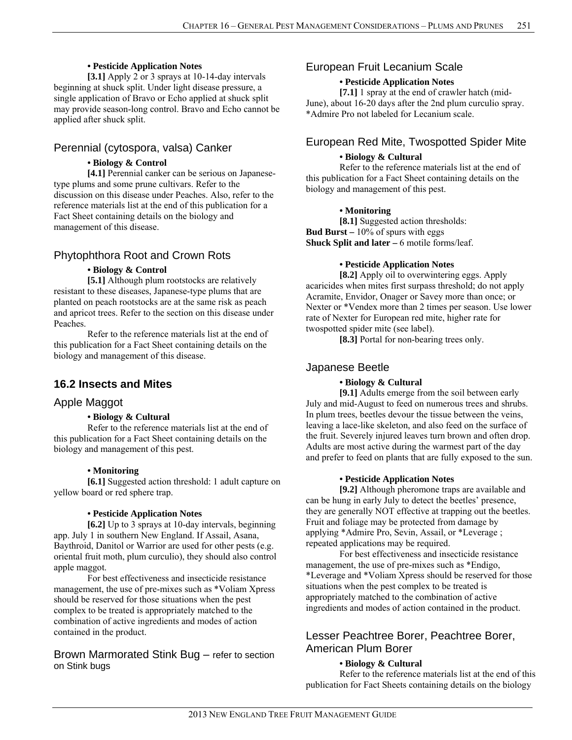**• Pesticide Application Notes**

**[3.1]** Apply 2 or 3 sprays at 10-14-day intervals beginning at shuck split. Under light disease pressure, a single application of Bravo or Echo applied at shuck split may provide season-long control. Bravo and Echo cannot be applied after shuck split.

### Perennial (cytospora, valsa) Canker

**• Biology & Control**

**[4.1]** Perennial canker can be serious on Japanese-type plums and some prune cultivars. Refer to the discussion on this disease under Peaches. Also, refer to the reference materials list at the end of this publication for a Fact Sheet containing details on the biology and management of this disease.

### Phytophthora Root and Crown Rots

**• Biology & Control**

**[5.1]** Although plum rootstocks are relatively resistant to these diseases, Japanese-type plums that are planted on peach rootstocks are at the same risk as peach and apricot trees. Refer to the section on this disease under Peaches.

Refer to the reference materials list at the end of this publication for a Fact Sheet containing details on the biology and management of this disease.

## 16.2 Insects and Mites

### Apple Maggot

**• Biology & Cultural**

Refer to the reference materials list at the end of this publication for a Fact Sheet containing details on the biology and management of this pest.

**• Monitoring**

**[6.1]** Suggested action threshold: 1 adult capture on yellow board or red sphere trap.

**• Pesticide Application Notes**

**[6.2]** Up to 3 sprays at 10-day intervals, beginning app. July 1 in southern New England. If Assail, Asana, Baythroid, Danitol or Warrior are used for other pests (e.g. oriental fruit moth, plum curculio), they should also control apple maggot.

For best effectiveness and insecticide resistance management, the use of pre-mixes such as *Voliam Xpress should be reserved for those situations when the pest complex to be treated is appropriately matched to the combination of active ingredients and modes of action contained in the product.

### Brown Marmorated Stink Bug – refer to section on Stink bugs

### European Fruit Lecanium Scale

**• Pesticide Application Notes**

**[7.1]** 1 spray at the end of crawler hatch (mid-June), about 16-20 days after the 2nd plum curculio spray. *Admire Pro not labeled for Lecanium scale.

### European Red Mite, Twospotted Spider Mite

**• Biology & Cultural**

Refer to the reference materials list at the end of this publication for a Fact Sheet containing details on the biology and management of this pest.

**• Monitoring**

**[8.1]** Suggested action thresholds:
**Bud Burst –** 10% of spurs with eggs
**Shuck Split and later –** 6 motile forms/leaf.

**• Pesticide Application Notes**

**[8.2]** Apply oil to overwintering eggs. Apply acaricides when mites first surpass threshold; do not apply Acramite, Envidor, Onager or Savey more than once; or Nexter or *Vendex more than 2 times per season. Use lower rate of Nexter for European red mite, higher rate for twospotted spider mite (see label).

**[8.3]** Portal for non-bearing trees only.

### Japanese Beetle

**• Biology & Cultural**

**[9.1]** Adults emerge from the soil between early July and mid-August to feed on numerous trees and shrubs. In plum trees, beetles devour the tissue between the veins, leaving a lace-like skeleton, and also feed on the surface of the fruit. Severely injured leaves turn brown and often drop. Adults are most active during the warmest part of the day and prefer to feed on plants that are fully exposed to the sun.

**• Pesticide Application Notes**

**[9.2]** Although pheromone traps are available and can be hung in early July to detect the beetles' presence, they are generally NOT effective at trapping out the beetles. Fruit and foliage may be protected from damage by applying *Admire Pro, Sevin, Assail, or *Leverage ; repeated applications may be required.

For best effectiveness and insecticide resistance management, the use of pre-mixes such as *Endigo, *Leverage and *Voliam Xpress should be reserved for those situations when the pest complex to be treated is appropriately matched to the combination of active ingredients and modes of action contained in the product.

### Lesser Peachtree Borer, Peachtree Borer, American Plum Borer

**• Biology & Cultural**

Refer to the reference materials list at the end of this publication for Fact Sheets containing details on the biology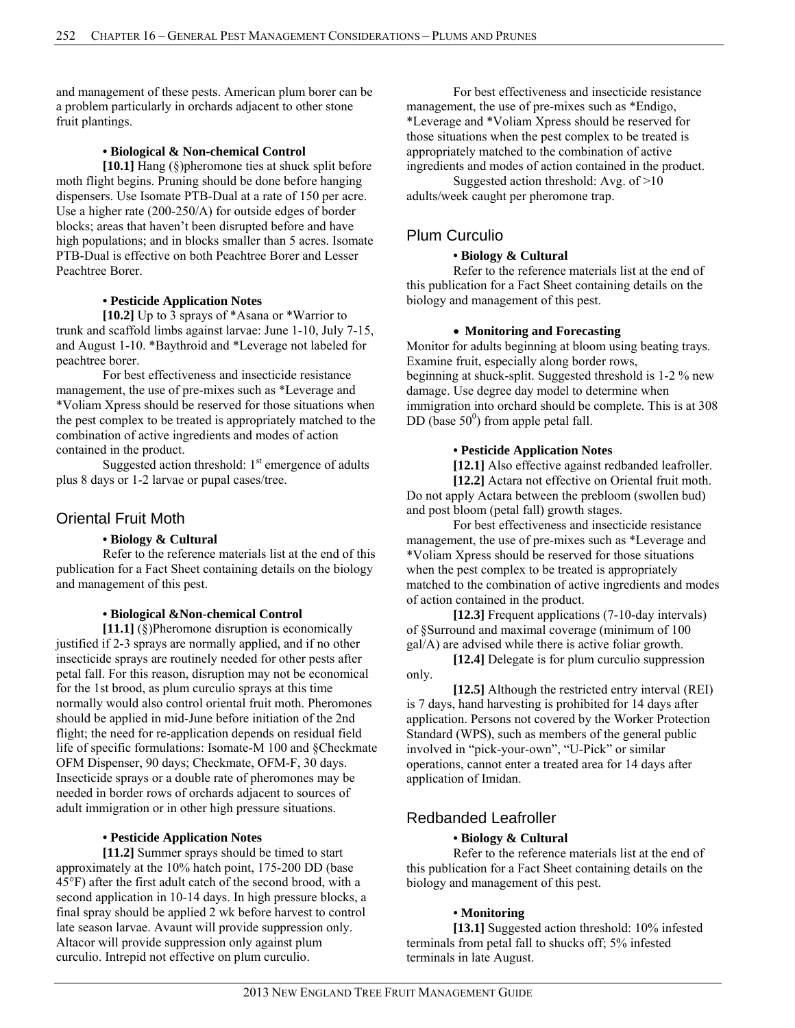and management of these pests. American plum borer can be a problem particularly in orchards adjacent to other stone fruit plantings.

**• Biological & Non-chemical Control**

**[10.1]** Hang (§)pheromone ties at shuck split before moth flight begins. Pruning should be done before hanging dispensers. Use Isomate PTB-Dual at a rate of 150 per acre. Use a higher rate (200-250/A) for outside edges of border blocks; areas that haven't been disrupted before and have high populations; and in blocks smaller than 5 acres. Isomate PTB-Dual is effective on both Peachtree Borer and Lesser Peachtree Borer.

**• Pesticide Application Notes**

**[10.2]** Up to 3 sprays of *Asana or *Warrior to trunk and scaffold limbs against larvae: June 1-10, July 7-15, and August 1-10. *Baythroid and *Leverage not labeled for peachtree borer.

For best effectiveness and insecticide resistance management, the use of pre-mixes such as *Leverage and *Voliam Xpress should be reserved for those situations when the pest complex to be treated is appropriately matched to the combination of active ingredients and modes of action contained in the product.

Suggested action threshold: 1st emergence of adults plus 8 days or 1-2 larvae or pupal cases/tree.

## Oriental Fruit Moth

**• Biology & Cultural**

Refer to the reference materials list at the end of this publication for a Fact Sheet containing details on the biology and management of this pest.

**• Biological &Non-chemical Control**

**[11.1]** (§)Pheromone disruption is economically justified if 2-3 sprays are normally applied, and if no other insecticide sprays are routinely needed for other pests after petal fall. For this reason, disruption may not be economical for the 1st brood, as plum curculio sprays at this time normally would also control oriental fruit moth. Pheromones should be applied in mid-June before initiation of the 2nd flight; the need for re-application depends on residual field life of specific formulations: Isomate-M 100 and §Checkmate OFM Dispenser, 90 days; Checkmate, OFM-F, 30 days. Insecticide sprays or a double rate of pheromones may be needed in border rows of orchards adjacent to sources of adult immigration or in other high pressure situations.

**• Pesticide Application Notes**

**[11.2]** Summer sprays should be timed to start approximately at the 10% hatch point, 175-200 DD (base 45°F) after the first adult catch of the second brood, with a second application in 10-14 days. In high pressure blocks, a final spray should be applied 2 wk before harvest to control late season larvae. Avaunt will provide suppression only. Altacor will provide suppression only against plum curculio. Intrepid not effective on plum curculio.

For best effectiveness and insecticide resistance management, the use of pre-mixes such as *Endigo, *Leverage and *Voliam Xpress should be reserved for those situations when the pest complex to be treated is appropriately matched to the combination of active ingredients and modes of action contained in the product.

Suggested action threshold: Avg. of >10 adults/week caught per pheromone trap.

## Plum Curculio

**• Biology & Cultural**

Refer to the reference materials list at the end of this publication for a Fact Sheet containing details on the biology and management of this pest.

**• Monitoring and Forecasting**

Monitor for adults beginning at bloom using beating trays. Examine fruit, especially along border rows, beginning at shuck-split. Suggested threshold is 1-2 % new damage. Use degree day model to determine when immigration into orchard should be complete. This is at 308 DD (base $50^0$) from apple petal fall.

**• Pesticide Application Notes**

**[12.1]** Also effective against redbanded leafroller.

**[12.2]** Actara not effective on Oriental fruit moth. Do not apply Actara between the prebloom (swollen bud) and post bloom (petal fall) growth stages.

For best effectiveness and insecticide resistance management, the use of pre-mixes such as *Leverage and *Voliam Xpress should be reserved for those situations when the pest complex to be treated is appropriately matched to the combination of active ingredients and modes of action contained in the product.

**[12.3]** Frequent applications (7-10-day intervals) of §Surround and maximal coverage (minimum of 100 gal/A) are advised while there is active foliar growth.

**[12.4]** Delegate is for plum curculio suppression only.

**[12.5]** Although the restricted entry interval (REI) is 7 days, hand harvesting is prohibited for 14 days after application. Persons not covered by the Worker Protection Standard (WPS), such as members of the general public involved in "pick-your-own", "U-Pick" or similar operations, cannot enter a treated area for 14 days after application of Imidan.

## Redbanded Leafroller

**• Biology & Cultural**

Refer to the reference materials list at the end of this publication for a Fact Sheet containing details on the biology and management of this pest.

**• Monitoring**

**[13.1]** Suggested action threshold: 10% infested terminals from petal fall to shucks off; 5% infested terminals in late August.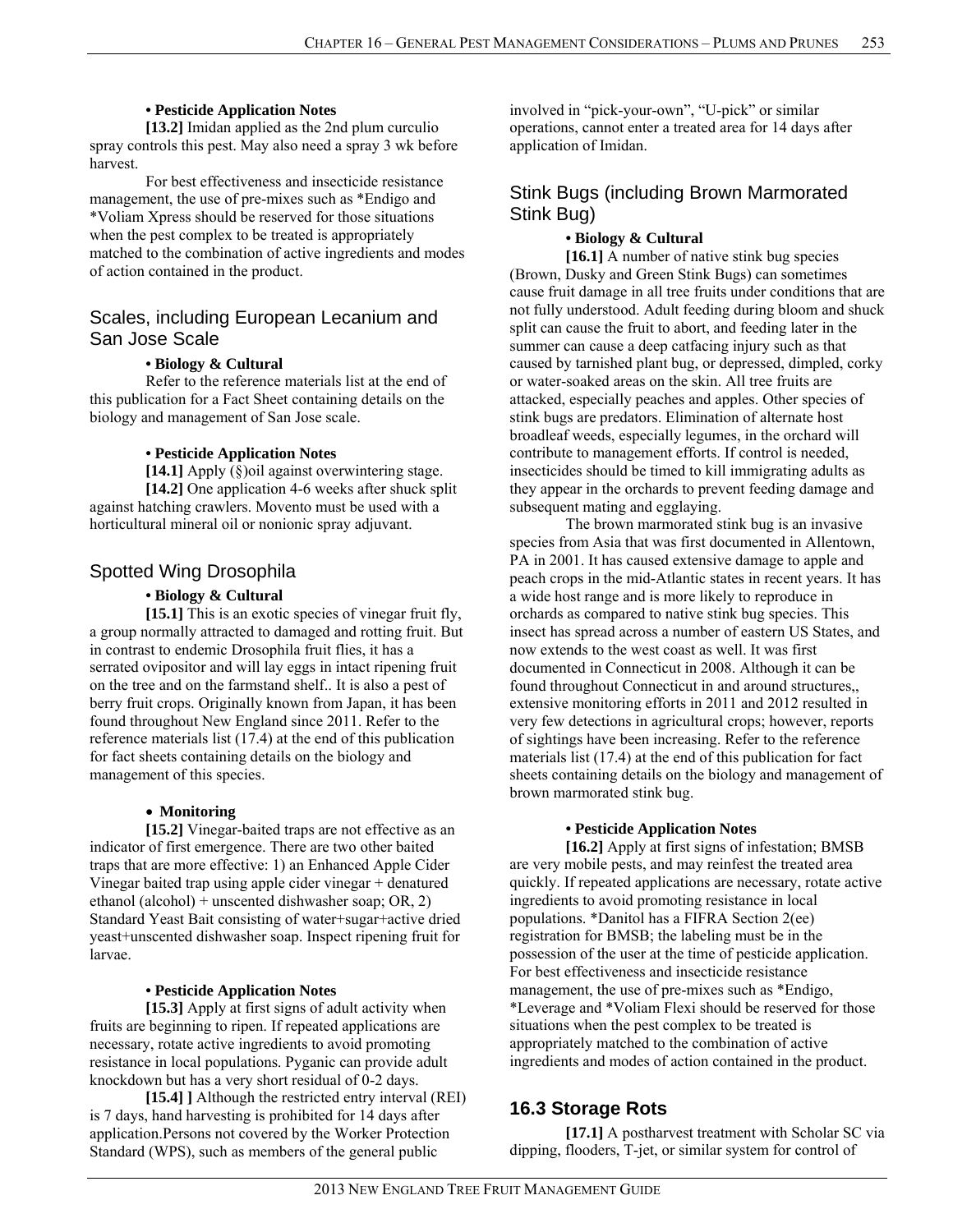**• Pesticide Application Notes**

**[13.2]** Imidan applied as the 2nd plum curculio spray controls this pest. May also need a spray 3 wk before harvest.

For best effectiveness and insecticide resistance management, the use of pre-mixes such as *Endigo and *Voliam Xpress should be reserved for those situations when the pest complex to be treated is appropriately matched to the combination of active ingredients and modes of action contained in the product.

## Scales, including European Lecanium and San Jose Scale

**• Biology & Cultural**

Refer to the reference materials list at the end of this publication for a Fact Sheet containing details on the biology and management of San Jose scale.

**• Pesticide Application Notes**

**[14.1]** Apply (§)oil against overwintering stage.

**[14.2]** One application 4-6 weeks after shuck split against hatching crawlers. Movento must be used with a horticultural mineral oil or nonionic spray adjuvant.

## Spotted Wing Drosophila

**• Biology & Cultural**

**[15.1]** This is an exotic species of vinegar fruit fly, a group normally attracted to damaged and rotting fruit. But in contrast to endemic Drosophila fruit flies, it has a serrated ovipositor and will lay eggs in intact ripening fruit on the tree and on the farmstand shelf.. It is also a pest of berry fruit crops. Originally known from Japan, it has been found throughout New England since 2011. Refer to the reference materials list (17.4) at the end of this publication for fact sheets containing details on the biology and management of this species.

**• Monitoring**

**[15.2]** Vinegar-baited traps are not effective as an indicator of first emergence. There are two other baited traps that are more effective: 1) an Enhanced Apple Cider Vinegar baited trap using apple cider vinegar + denatured ethanol (alcohol) + unscented dishwasher soap; OR, 2) Standard Yeast Bait consisting of water+sugar+active dried yeast+unscented dishwasher soap. Inspect ripening fruit for larvae.

**• Pesticide Application Notes**

**[15.3]** Apply at first signs of adult activity when fruits are beginning to ripen. If repeated applications are necessary, rotate active ingredients to avoid promoting resistance in local populations. Pyganic can provide adult knockdown but has a very short residual of 0-2 days.

**[15.4] ]** Although the restricted entry interval (REI) is 7 days, hand harvesting is prohibited for 14 days after application.Persons not covered by the Worker Protection Standard (WPS), such as members of the general public involved in "pick-your-own", "U-pick" or similar operations, cannot enter a treated area for 14 days after application of Imidan.

## Stink Bugs (including Brown Marmorated Stink Bug)

**• Biology & Cultural**

**[16.1]** A number of native stink bug species (Brown, Dusky and Green Stink Bugs) can sometimes cause fruit damage in all tree fruits under conditions that are not fully understood. Adult feeding during bloom and shuck split can cause the fruit to abort, and feeding later in the summer can cause a deep catfacing injury such as that caused by tarnished plant bug, or depressed, dimpled, corky or water-soaked areas on the skin. All tree fruits are attacked, especially peaches and apples. Other species of stink bugs are predators. Elimination of alternate host broadleaf weeds, especially legumes, in the orchard will contribute to management efforts. If control is needed, insecticides should be timed to kill immigrating adults as they appear in the orchards to prevent feeding damage and subsequent mating and egglaying.

The brown marmorated stink bug is an invasive species from Asia that was first documented in Allentown, PA in 2001. It has caused extensive damage to apple and peach crops in the mid-Atlantic states in recent years. It has a wide host range and is more likely to reproduce in orchards as compared to native stink bug species. This insect has spread across a number of eastern US States, and now extends to the west coast as well. It was first documented in Connecticut in 2008. Although it can be found throughout Connecticut in and around structures,, extensive monitoring efforts in 2011 and 2012 resulted in very few detections in agricultural crops; however, reports of sightings have been increasing. Refer to the reference materials list (17.4) at the end of this publication for fact sheets containing details on the biology and management of brown marmorated stink bug.

**• Pesticide Application Notes**

**[16.2]** Apply at first signs of infestation; BMSB are very mobile pests, and may reinfest the treated area quickly. If repeated applications are necessary, rotate active ingredients to avoid promoting resistance in local populations. *Danitol has a FIFRA Section 2(ee) registration for BMSB; the labeling must be in the possession of the user at the time of pesticide application. For best effectiveness and insecticide resistance management, the use of pre-mixes such as *Endigo, *Leverage and *Voliam Flexi should be reserved for those situations when the pest complex to be treated is appropriately matched to the combination of active ingredients and modes of action contained in the product.

# 16.3 Storage Rots

**[17.1]** A postharvest treatment with Scholar SC via dipping, flooders, T-jet, or similar system for control of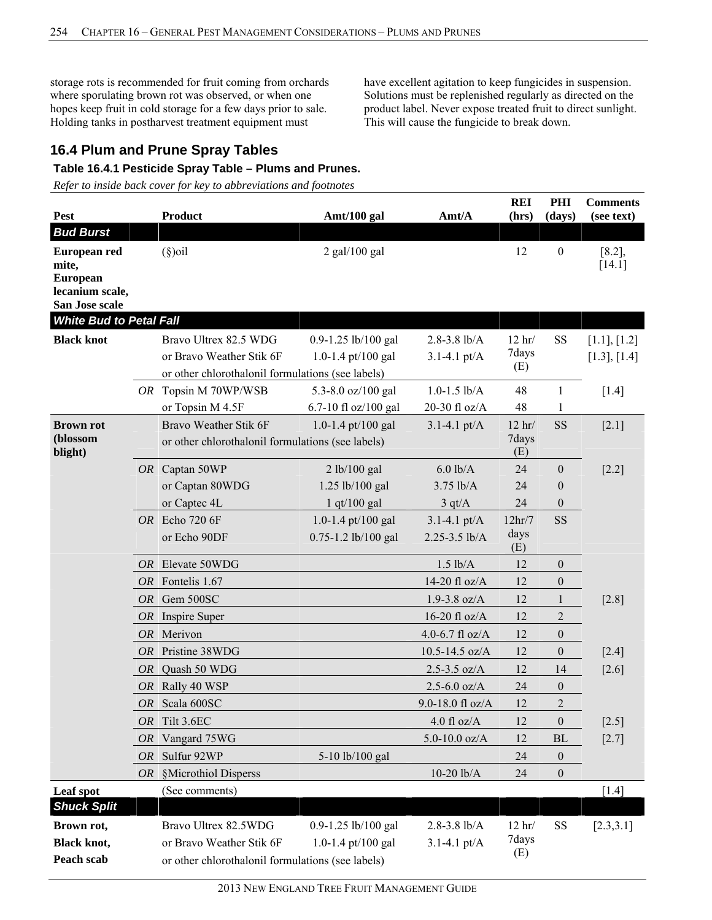storage rots is recommended for fruit coming from orchards where sporulating brown rot was observed, or when one hopes keep fruit in cold storage for a few days prior to sale. Holding tanks in postharvest treatment equipment must have excellent agitation to keep fungicides in suspension. Solutions must be replenished regularly as directed on the product label. Never expose treated fruit to direct sunlight. This will cause the fungicide to break down.

## 16.4 Plum and Prune Spray Tables

### Table 16.4.1 Pesticide Spray Table – Plums and Prunes.

*Refer to inside back cover for key to abbreviations and footnotes*

| Pest | | Product | Amt/100 gal | Amt/A | REI (hrs) | PHI (days) | Comments (see text) |
|---|---|---|---|---|---|---|---|
| ***Bud Burst*** | | | | | | | |
| **European red mite, European lecanium scale, San Jose scale** | | (§)oil | 2 gal/100 gal | | 12 | 0 | [8.2], [14.1] |
| ***White Bud to Petal Fall*** | | | | | | | |
| **Black knot** | | Bravo Ultrex 82.5 WDG | 0.9-1.25 lb/100 gal | 2.8-3.8 lb/A | 12 hr/ 7days (E) | SS | [1.1], [1.2] |
| | | or Bravo Weather Stik 6F | 1.0-1.4 pt/100 gal | 3.1-4.1 pt/A | | | [1.3], [1.4] |
| | | or other chlorothalonil formulations (see labels) | | | | | |
| | *OR* | Topsin M 70WP/WSB | 5.3-8.0 oz/100 gal | 1.0-1.5 lb/A | 48 | 1 | [1.4] |
| | | or Topsin M 4.5F | 6.7-10 fl oz/100 gal | 20-30 fl oz/A | 48 | 1 | |
| **Brown rot (blossom blight)** | | Bravo Weather Stik 6F | 1.0-1.4 pt/100 gal | 3.1-4.1 pt/A | 12 hr/ 7days (E) | SS | [2.1] |
| | | or other chlorothalonil formulations (see labels) | | | | | |
| | *OR* | Captan 50WP | 2 lb/100 gal | 6.0 lb/A | 24 | 0 | [2.2] |
| | | or Captan 80WDG | 1.25 lb/100 gal | 3.75 lb/A | 24 | 0 | |
| | | or Captec 4L | 1 qt/100 gal | 3 qt/A | 24 | 0 | |
| | *OR* | Echo 720 6F | 1.0-1.4 pt/100 gal | 3.1-4.1 pt/A | 12hr/7 days (E) | SS | |
| | | or Echo 90DF | 0.75-1.2 lb/100 gal | 2.25-3.5 lb/A | | | |
| | *OR* | Elevate 50WDG | | 1.5 lb/A | 12 | 0 | |
| | *OR* | Fontelis 1.67 | | 14-20 fl oz/A | 12 | 0 | |
| | *OR* | Gem 500SC | | 1.9-3.8 oz/A | 12 | 1 | [2.8] |
| | *OR* | Inspire Super | | 16-20 fl oz/A | 12 | 2 | |
| | *OR* | Merivon | | 4.0-6.7 fl oz/A | 12 | 0 | |
| | *OR* | Pristine 38WDG | | 10.5-14.5 oz/A | 12 | 0 | [2.4] |
| | *OR* | Quash 50 WDG | | 2.5-3.5 oz/A | 12 | 14 | [2.6] |
| | *OR* | Rally 40 WSP | | 2.5-6.0 oz/A | 24 | 0 | |
| | *OR* | Scala 600SC | | 9.0-18.0 fl oz/A | 12 | 2 | |
| | *OR* | Tilt 3.6EC | | 4.0 fl oz/A | 12 | 0 | [2.5] |
| | *OR* | Vangard 75WG | | 5.0-10.0 oz/A | 12 | BL | [2.7] |
| | *OR* | Sulfur 92WP | 5-10 lb/100 gal | | 24 | 0 | |
| | *OR* | §Microthiol Disperss | | 10-20 lb/A | 24 | 0 | |
| **Leaf spot** | | (See comments) | | | | | [1.4] |
| ***Shuck Split*** | | | | | | | |
| **Brown rot, Black knot, Peach scab** | | Bravo Ultrex 82.5WDG | 0.9-1.25 lb/100 gal | 2.8-3.8 lb/A | 12 hr/ 7days (E) | SS | [2.3,3.1] |
| | | or Bravo Weather Stik 6F | 1.0-1.4 pt/100 gal | 3.1-4.1 pt/A | | | |
| | | or other chlorothalonil formulations (see labels) | | | | | |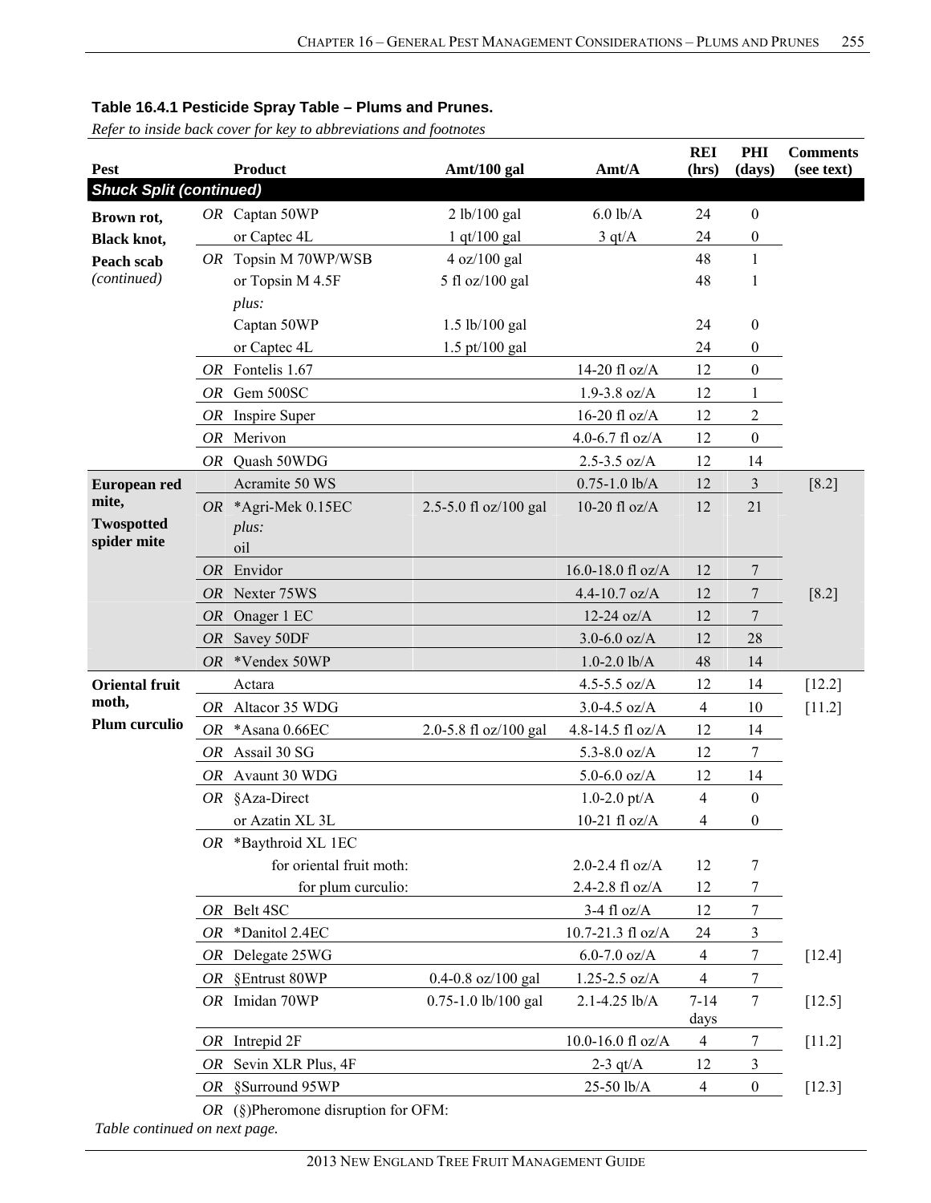**Table 16.4.1 Pesticide Spray Table – Plums and Prunes.**

*Refer to inside back cover for key to abbreviations and footnotes*

| Pest | | Product | Amt/100 gal | Amt/A | REI (hrs) | PHI (days) | Comments (see text) |
|---|---|---|---|---|---|---|---|
| ***Shuck Split (continued)*** | | | | | | | |
| **Brown rot, Black knot, Peach scab** *(continued)* | *OR* | Captan 50WP | 2 lb/100 gal | 6.0 lb/A | 24 | 0 | |
| | | or Captec 4L | 1 qt/100 gal | 3 qt/A | 24 | 0 | |
| | *OR* | Topsin M 70WP/WSB | 4 oz/100 gal | | 48 | 1 | |
| | | or Topsin M 4.5F | 5 fl oz/100 gal | | 48 | 1 | |
| | | *plus:* | | | | | |
| | | Captan 50WP | 1.5 lb/100 gal | | 24 | 0 | |
| | | or Captec 4L | 1.5 pt/100 gal | | 24 | 0 | |
| | *OR* | Fontelis 1.67 | | 14-20 fl oz/A | 12 | 0 | |
| | *OR* | Gem 500SC | | 1.9-3.8 oz/A | 12 | 1 | |
| | *OR* | Inspire Super | | 16-20 fl oz/A | 12 | 2 | |
| | *OR* | Merivon | | 4.0-6.7 fl oz/A | 12 | 0 | |
| | *OR* | Quash 50WDG | | 2.5-3.5 oz/A | 12 | 14 | |
| **European red mite, Twospotted spider mite** | | Acramite 50 WS | | 0.75-1.0 lb/A | 12 | 3 | [8.2] |
| | *OR* | *Agri-Mek 0.15EC *plus:* oil | 2.5-5.0 fl oz/100 gal | 10-20 fl oz/A | 12 | 21 | |
| | *OR* | Envidor | | 16.0-18.0 fl oz/A | 12 | 7 | |
| | *OR* | Nexter 75WS | | 4.4-10.7 oz/A | 12 | 7 | [8.2] |
| | *OR* | Onager 1 EC | | 12-24 oz/A | 12 | 7 | |
| | *OR* | Savey 50DF | | 3.0-6.0 oz/A | 12 | 28 | |
| | *OR* | *Vendex 50WP | | 1.0-2.0 lb/A | 48 | 14 | |
| **Oriental fruit moth, Plum curculio** | | Actara | | 4.5-5.5 oz/A | 12 | 14 | [12.2] |
| | *OR* | Altacor 35 WDG | | 3.0-4.5 oz/A | 4 | 10 | [11.2] |
| | *OR* | *Asana 0.66EC | 2.0-5.8 fl oz/100 gal | 4.8-14.5 fl oz/A | 12 | 14 | |
| | *OR* | Assail 30 SG | | 5.3-8.0 oz/A | 12 | 7 | |
| | *OR* | Avaunt 30 WDG | | 5.0-6.0 oz/A | 12 | 14 | |
| | *OR* | §Aza-Direct | | 1.0-2.0 pt/A | 4 | 0 | |
| | | or Azatin XL 3L | | 10-21 fl oz/A | 4 | 0 | |
| | *OR* | *Baythroid XL 1EC | | | | | |
| | | for oriental fruit moth: | | 2.0-2.4 fl oz/A | 12 | 7 | |
| | | for plum curculio: | | 2.4-2.8 fl oz/A | 12 | 7 | |
| | *OR* | Belt 4SC | | 3-4 fl oz/A | 12 | 7 | |
| | *OR* | *Danitol 2.4EC | | 10.7-21.3 fl oz/A | 24 | 3 | |
| | *OR* | Delegate 25WG | | 6.0-7.0 oz/A | 4 | 7 | [12.4] |
| | *OR* | §Entrust 80WP | 0.4-0.8 oz/100 gal | 1.25-2.5 oz/A | 4 | 7 | |
| | *OR* | Imidan 70WP | 0.75-1.0 lb/100 gal | 2.1-4.25 lb/A | 7-14 days | 7 | [12.5] |
| | *OR* | Intrepid 2F | | 10.0-16.0 fl oz/A | 4 | 7 | [11.2] |
| | *OR* | Sevin XLR Plus, 4F | | 2-3 qt/A | 12 | 3 | |
| | *OR* | §Surround 95WP | | 25-50 lb/A | 4 | 0 | [12.3] |
| | *OR* | (§)Pheromone disruption for OFM: | | | | | |

*Table continued on next page.*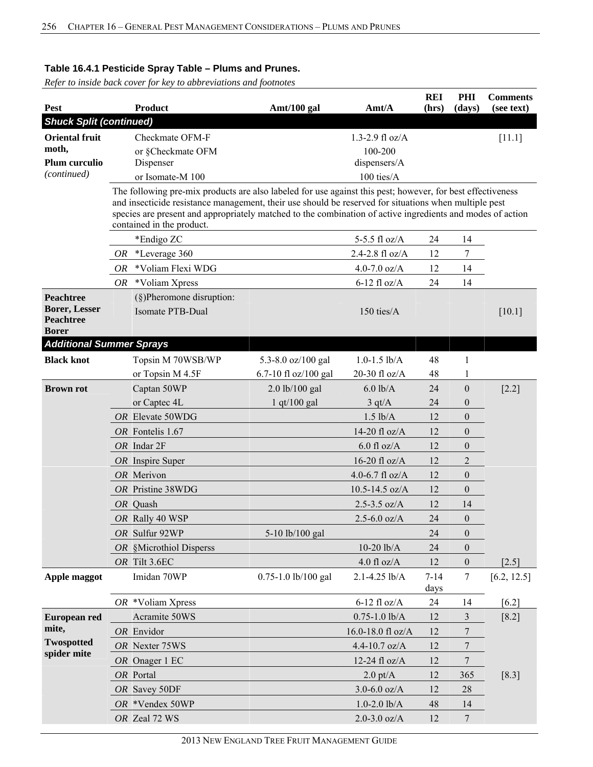**Table 16.4.1 Pesticide Spray Table – Plums and Prunes.**

*Refer to inside back cover for key to abbreviations and footnotes*

| Pest | | Product | Amt/100 gal | Amt/A | REI (hrs) | PHI (days) | Comments (see text) |
|---|---|---|---|---|---|---|---|
| ***Shuck Split (continued)*** | | | | | | | |
| **Oriental fruit moth, Plum curculio** *(continued)* | | Checkmate OFM-F | | 1.3-2.9 fl oz/A | | | [11.1] |
| | | or §Checkmate OFM Dispenser | | 100-200 dispensers/A | | | |
| | | or Isomate-M 100 | | 100 ties/A | | | |
| | | The following pre-mix products are also labeled for use against this pest; however, for best effectiveness and insecticide resistance management, their use should be reserved for situations when multiple pest species are present and appropriately matched to the combination of active ingredients and modes of action contained in the product. | | | | | |
| | | *Endigo ZC | | 5-5.5 fl oz/A | 24 | 14 | |
| | *OR* | *Leverage 360 | | 2.4-2.8 fl oz/A | 12 | 7 | |
| | *OR* | *Voliam Flexi WDG | | 4.0-7.0 oz/A | 12 | 14 | |
| | *OR* | *Voliam Xpress | | 6-12 fl oz/A | 24 | 14 | |
| **Peachtree Borer, Lesser Peachtree Borer** | | (§)Pheromone disruption: Isomate PTB-Dual | | 150 ties/A | | | [10.1] |
| ***Additional Summer Sprays*** | | | | | | | |
| **Black knot** | | Topsin M 70WSB/WP | 5.3-8.0 oz/100 gal | 1.0-1.5 lb/A | 48 | 1 | |
| | | or Topsin M 4.5F | 6.7-10 fl oz/100 gal | 20-30 fl oz/A | 48 | 1 | |
| **Brown rot** | | Captan 50WP | 2.0 lb/100 gal | 6.0 lb/A | 24 | 0 | [2.2] |
| | | or Captec 4L | 1 qt/100 gal | 3 qt/A | 24 | 0 | |
| | *OR* | Elevate 50WDG | | 1.5 lb/A | 12 | 0 | |
| | *OR* | Fontelis 1.67 | | 14-20 fl oz/A | 12 | 0 | |
| | *OR* | Indar 2F | | 6.0 fl oz/A | 12 | 0 | |
| | *OR* | Inspire Super | | 16-20 fl oz/A | 12 | 2 | |
| | *OR* | Merivon | | 4.0-6.7 fl oz/A | 12 | 0 | |
| | *OR* | Pristine 38WDG | | 10.5-14.5 oz/A | 12 | 0 | |
| | *OR* | Quash | | 2.5-3.5 oz/A | 12 | 14 | |
| | *OR* | Rally 40 WSP | | 2.5-6.0 oz/A | 24 | 0 | |
| | *OR* | Sulfur 92WP | 5-10 lb/100 gal | | 24 | 0 | |
| | *OR* | §Microthiol Disperss | | 10-20 lb/A | 24 | 0 | |
| | *OR* | Tilt 3.6EC | | 4.0 fl oz/A | 12 | 0 | [2.5] |
| **Apple maggot** | | Imidan 70WP | 0.75-1.0 lb/100 gal | 2.1-4.25 lb/A | 7-14 days | 7 | [6.2, 12.5] |
| | *OR* | *Voliam Xpress | | 6-12 fl oz/A | 24 | 14 | [6.2] |
| **European red mite, Twospotted spider mite** | | Acramite 50WS | | 0.75-1.0 lb/A | 12 | 3 | [8.2] |
| | *OR* | Envidor | | 16.0-18.0 fl oz/A | 12 | 7 | |
| | *OR* | Nexter 75WS | | 4.4-10.7 oz/A | 12 | 7 | |
| | *OR* | Onager 1 EC | | 12-24 fl oz/A | 12 | 7 | |
| | *OR* | Portal | | 2.0 pt/A | 12 | 365 | [8.3] |
| | *OR* | Savey 50DF | | 3.0-6.0 oz/A | 12 | 28 | |
| | *OR* | *Vendex 50WP | | 1.0-2.0 lb/A | 48 | 14 | |
| | *OR* | Zeal 72 WS | | 2.0-3.0 oz/A | 12 | 7 | |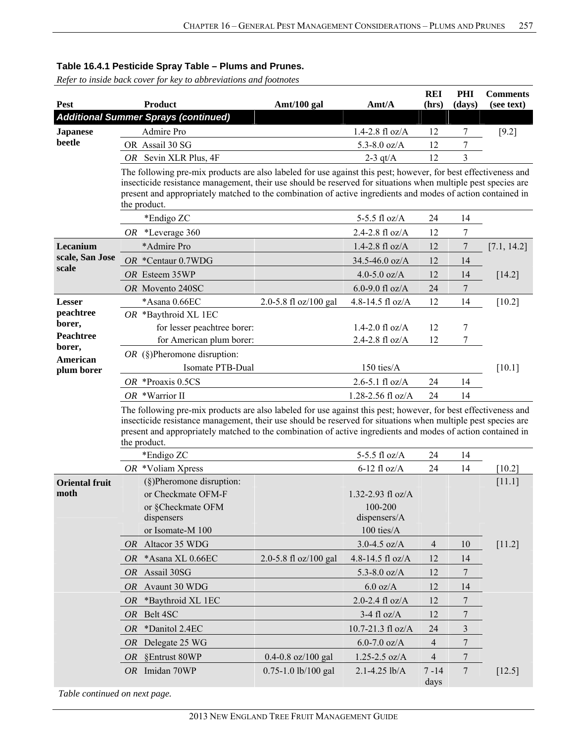**Table 16.4.1 Pesticide Spray Table – Plums and Prunes.**

*Refer to inside back cover for key to abbreviations and footnotes*

| Pest | Product | Amt/100 gal | Amt/A | REI (hrs) | PHI (days) | Comments (see text) |
|---|---|---|---|---|---|---|
| ***Additional Summer Sprays (continued)*** | | | | | | |
| **Japanese beetle** | Admire Pro | | 1.4-2.8 fl oz/A | 12 | 7 | [9.2] |
| | OR Assail 30 SG | | 5.3-8.0 oz/A | 12 | 7 | |
| | *OR* Sevin XLR Plus, 4F | | 2-3 qt/A | 12 | 3 | |
| | The following pre-mix products are also labeled for use against this pest; however, for best effectiveness and insecticide resistance management, their use should be reserved for situations when multiple pest species are present and appropriately matched to the combination of active ingredients and modes of action contained in the product. | | | | | |
| | *Endigo ZC | | 5-5.5 fl oz/A | 24 | 14 | |
| | *OR* *Leverage 360 | | 2.4-2.8 fl oz/A | 12 | 7 | |
| **Lecanium scale, San Jose scale** | *Admire Pro | | 1.4-2.8 fl oz/A | 12 | 7 | [7.1, 14.2] |
| | *OR* *Centaur 0.7WDG | | 34.5-46.0 oz/A | 12 | 14 | |
| | *OR* Esteem 35WP | | 4.0-5.0 oz/A | 12 | 14 | [14.2] |
| | *OR* Movento 240SC | | 6.0-9.0 fl oz/A | 24 | 7 | |
| **Lesser peachtree borer, Peachtree borer, American plum borer** | *Asana 0.66EC | 2.0-5.8 fl oz/100 gal | 4.8-14.5 fl oz/A | 12 | 14 | [10.2] |
| | *OR* *Baythroid XL 1EC | | | | | |
| | for lesser peachtree borer: | | 1.4-2.0 fl oz/A | 12 | 7 | |
| | for American plum borer: | | 2.4-2.8 fl oz/A | 12 | 7 | |
| | *OR* (§)Pheromone disruption: | | | | | |
| | Isomate PTB-Dual | | 150 ties/A | | | [10.1] |
| | *OR* *Proaxis 0.5CS | | 2.6-5.1 fl oz/A | 24 | 14 | |
| | *OR* *Warrior II | | 1.28-2.56 fl oz/A | 24 | 14 | |
| | The following pre-mix products are also labeled for use against this pest; however, for best effectiveness and insecticide resistance management, their use should be reserved for situations when multiple pest species are present and appropriately matched to the combination of active ingredients and modes of action contained in the product. | | | | | |
| | *Endigo ZC | | 5-5.5 fl oz/A | 24 | 14 | |
| | *OR* *Voliam Xpress | | 6-12 fl oz/A | 24 | 14 | [10.2] |
| **Oriental fruit moth** | (§)Pheromone disruption: | | | | | [11.1] |
| | or Checkmate OFM-F | | 1.32-2.93 fl oz/A | | | |
| | or §Checkmate OFM dispensers | | 100-200 dispensers/A | | | |
| | or Isomate-M 100 | | 100 ties/A | | | |
| | *OR* Altacor 35 WDG | | 3.0-4.5 oz/A | 4 | 10 | [11.2] |
| | *OR* *Asana XL 0.66EC | 2.0-5.8 fl oz/100 gal | 4.8-14.5 fl oz/A | 12 | 14 | |
| | *OR* Assail 30SG | | 5.3-8.0 oz/A | 12 | 7 | |
| | *OR* Avaunt 30 WDG | | 6.0 oz/A | 12 | 14 | |
| | *OR* *Baythroid XL 1EC | | 2.0-2.4 fl oz/A | 12 | 7 | |
| | *OR* Belt 4SC | | 3-4 fl oz/A | 12 | 7 | |
| | *OR* *Danitol 2.4EC | | 10.7-21.3 fl oz/A | 24 | 3 | |
| | *OR* Delegate 25 WG | | 6.0-7.0 oz/A | 4 | 7 | |
| | *OR* §Entrust 80WP | 0.4-0.8 oz/100 gal | 1.25-2.5 oz/A | 4 | 7 | |
| | *OR* Imidan 70WP | 0.75-1.0 lb/100 gal | 2.1-4.25 lb/A | 7 -14 days | 7 | [12.5] |

*Table continued on next page.*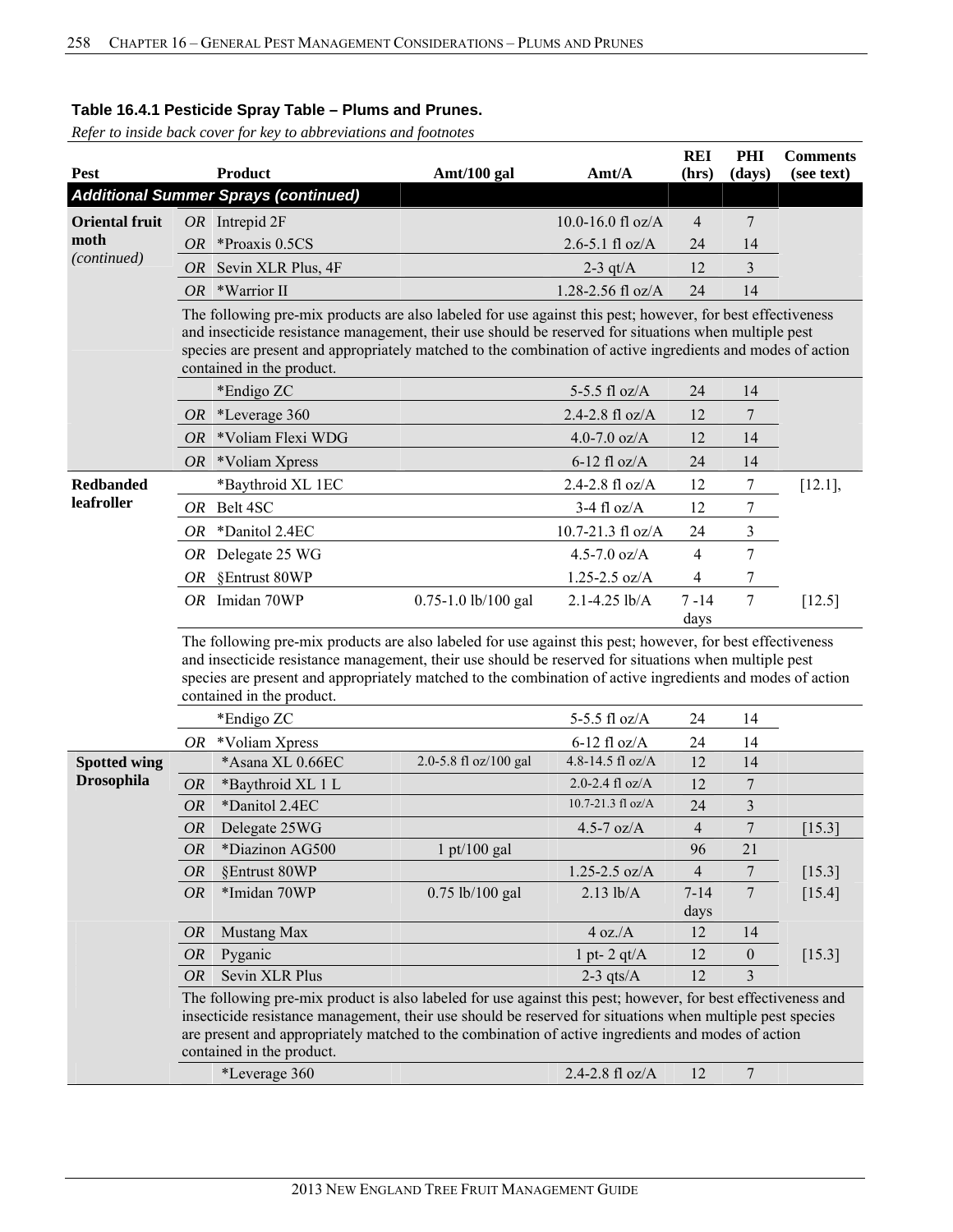## Table 16.4.1 Pesticide Spray Table – Plums and Prunes.

*Refer to inside back cover for key to abbreviations and footnotes*

| Pest | | Product | Amt/100 gal | Amt/A | REI (hrs) | PHI (days) | Comments (see text) |
|---|---|---|---|---|---|---|---|
| ***Additional Summer Sprays (continued)*** | | | | | | | |
| **Oriental fruit moth** *(continued)* | *OR* | Intrepid 2F | | 10.0-16.0 fl oz/A | 4 | 7 | |
| | *OR* | *Proaxis 0.5CS | | 2.6-5.1 fl oz/A | 24 | 14 | |
| | *OR* | Sevin XLR Plus, 4F | | 2-3 qt/A | 12 | 3 | |
| | *OR* | *Warrior II | | 1.28-2.56 fl oz/A | 24 | 14 | |
| | | The following pre-mix products are also labeled for use against this pest; however, for best effectiveness and insecticide resistance management, their use should be reserved for situations when multiple pest species are present and appropriately matched to the combination of active ingredients and modes of action contained in the product. | | | | | |
| | | *Endigo ZC | | 5-5.5 fl oz/A | 24 | 14 | |
| | *OR* | *Leverage 360 | | 2.4-2.8 fl oz/A | 12 | 7 | |
| | *OR* | *Voliam Flexi WDG | | 4.0-7.0 oz/A | 12 | 14 | |
| | *OR* | *Voliam Xpress | | 6-12 fl oz/A | 24 | 14 | |
| **Redbanded leafroller** | | *Baythroid XL 1EC | | 2.4-2.8 fl oz/A | 12 | 7 | [12.1], |
| | *OR* | Belt 4SC | | 3-4 fl oz/A | 12 | 7 | |
| | *OR* | *Danitol 2.4EC | | 10.7-21.3 fl oz/A | 24 | 3 | |
| | *OR* | Delegate 25 WG | | 4.5-7.0 oz/A | 4 | 7 | |
| | *OR* | §Entrust 80WP | | 1.25-2.5 oz/A | 4 | 7 | |
| | *OR* | Imidan 70WP | 0.75-1.0 lb/100 gal | 2.1-4.25 lb/A | 7 -14 days | 7 | [12.5] |
| | | The following pre-mix products are also labeled for use against this pest; however, for best effectiveness and insecticide resistance management, their use should be reserved for situations when multiple pest species are present and appropriately matched to the combination of active ingredients and modes of action contained in the product. | | | | | |
| | | *Endigo ZC | | 5-5.5 fl oz/A | 24 | 14 | |
| | *OR* | *Voliam Xpress | | 6-12 fl oz/A | 24 | 14 | |
| **Spotted wing Drosophila** | | *Asana XL 0.66EC | 2.0-5.8 fl oz/100 gal | 4.8-14.5 fl oz/A | 12 | 14 | |
| | *OR* | *Baythroid XL 1 L | | 2.0-2.4 fl oz/A | 12 | 7 | |
| | *OR* | *Danitol 2.4EC | | 10.7-21.3 fl oz/A | 24 | 3 | |
| | *OR* | Delegate 25WG | | 4.5-7 oz/A | 4 | 7 | [15.3] |
| | *OR* | *Diazinon AG500 | 1 pt/100 gal | | 96 | 21 | |
| | *OR* | §Entrust 80WP | | 1.25-2.5 oz/A | 4 | 7 | [15.3] |
| | *OR* | *Imidan 70WP | 0.75 lb/100 gal | 2.13 lb/A | 7-14 days | 7 | [15.4] |
| | *OR* | Mustang Max | | 4 oz./A | 12 | 14 | |
| | *OR* | Pyganic | | 1 pt- 2 qt/A | 12 | 0 | [15.3] |
| | *OR* | Sevin XLR Plus | | 2-3 qts/A | 12 | 3 | |
| | | The following pre-mix product is also labeled for use against this pest; however, for best effectiveness and insecticide resistance management, their use should be reserved for situations when multiple pest species are present and appropriately matched to the combination of active ingredients and modes of action contained in the product. | | | | | |
| | | *Leverage 360 | | 2.4-2.8 fl oz/A | 12 | 7 | |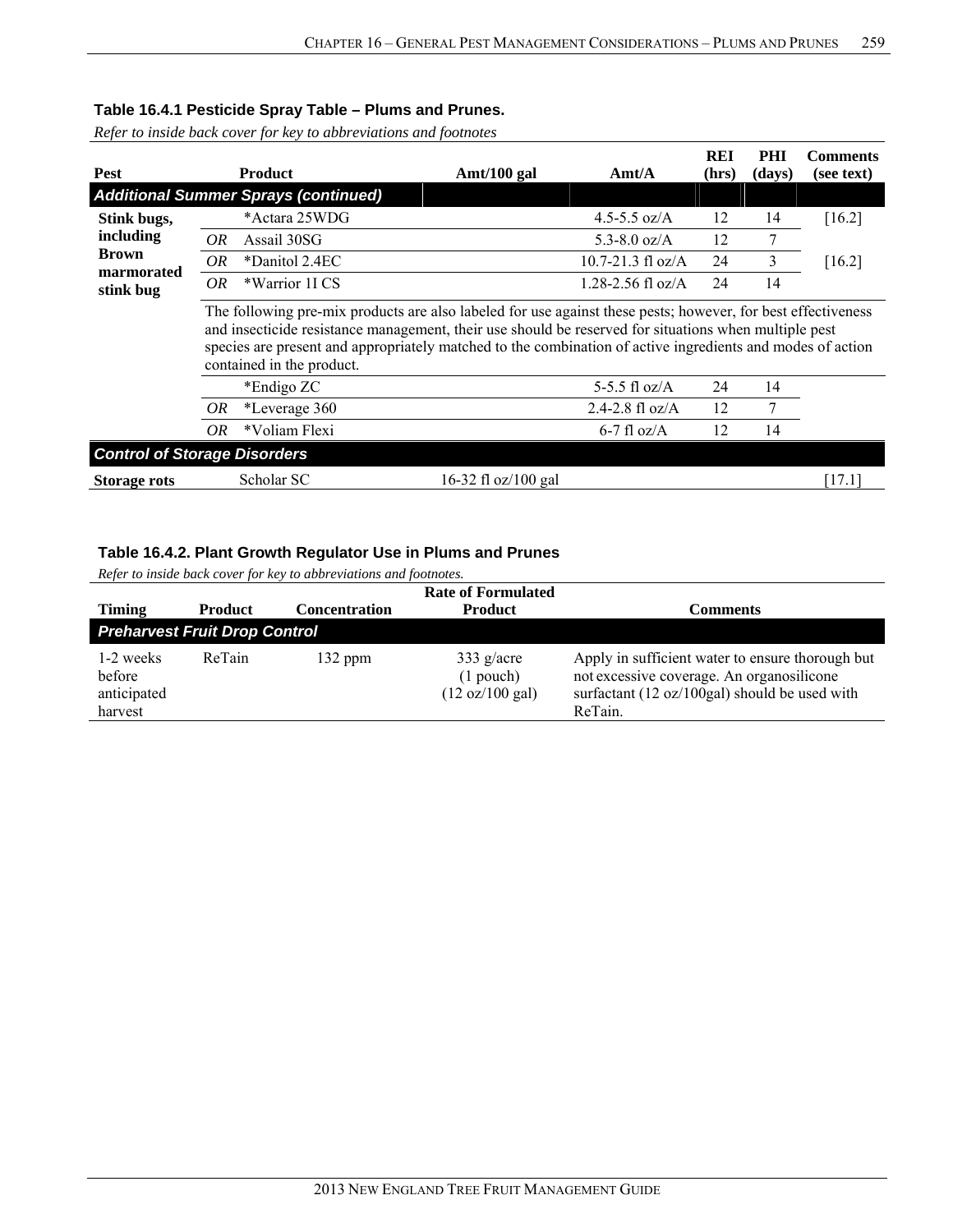### Table 16.4.1 Pesticide Spray Table – Plums and Prunes.

*Refer to inside back cover for key to abbreviations and footnotes*

| Pest | | Product | Amt/100 gal | Amt/A | REI (hrs) | PHI (days) | Comments (see text) |
|---|---|---|---|---|---|---|---|
| ***Additional Summer Sprays (continued)*** | | | | | | | |
| **Stink bugs, including Brown marmorated stink bug** | | *Actara 25WDG | | 4.5-5.5 oz/A | 12 | 14 | [16.2] |
| | *OR* | Assail 30SG | | 5.3-8.0 oz/A | 12 | 7 | |
| | *OR* | *Danitol 2.4EC | | 10.7-21.3 fl oz/A | 24 | 3 | [16.2] |
| | *OR* | *Warrior 1I CS | | 1.28-2.56 fl oz/A | 24 | 14 | |
| | The following pre-mix products are also labeled for use against these pests; however, for best effectiveness and insecticide resistance management, their use should be reserved for situations when multiple pest species are present and appropriately matched to the combination of active ingredients and modes of action contained in the product. | | | | | | |
| | | *Endigo ZC | | 5-5.5 fl oz/A | 24 | 14 | |
| | *OR* | *Leverage 360 | | 2.4-2.8 fl oz/A | 12 | 7 | |
| | *OR* | *Voliam Flexi | | 6-7 fl oz/A | 12 | 14 | |
| ***Control of Storage Disorders*** | | | | | | | |
| **Storage rots** | | Scholar SC | 16-32 fl oz/100 gal | | | | [17.1] |

### Table 16.4.2. Plant Growth Regulator Use in Plums and Prunes

*Refer to inside back cover for key to abbreviations and footnotes.*

| Timing | Product | Concentration | Rate of Formulated Product | Comments |
|---|---|---|---|---|
| ***Preharvest Fruit Drop Control*** | | | | |
| 1-2 weeks before anticipated harvest | ReTain | 132 ppm | 333 g/acre (1 pouch) (12 oz/100 gal) | Apply in sufficient water to ensure thorough but not excessive coverage. An organosilicone surfactant (12 oz/100gal) should be used with ReTain. |